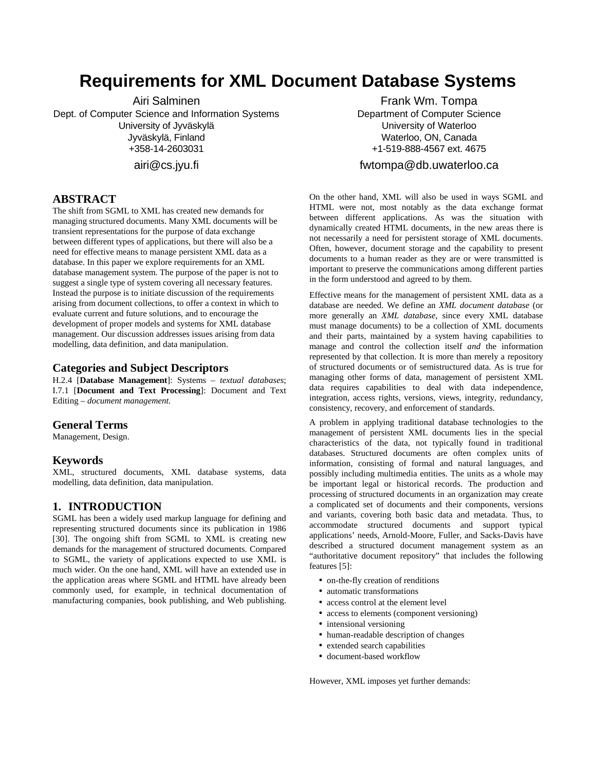# Requirements for XML Document Database Systems

Airi Salminen
Dept. of Computer Science and Information Systems
University of Jyväskylä
Jyväskylä, Finland
+358-14-2603031
airi@cs.jyu.fi

Frank Wm. Tompa
Department of Computer Science
University of Waterloo
Waterloo, ON, Canada
+1-519-888-4567 ext. 4675
fwtompa@db.uwaterloo.ca

## ABSTRACT

The shift from SGML to XML has created new demands for managing structured documents. Many XML documents will be transient representations for the purpose of data exchange between different types of applications, but there will also be a need for effective means to manage persistent XML data as a database. In this paper we explore requirements for an XML database management system. The purpose of the paper is not to suggest a single type of system covering all necessary features. Instead the purpose is to initiate discussion of the requirements arising from document collections, to offer a context in which to evaluate current and future solutions, and to encourage the development of proper models and systems for XML database management. Our discussion addresses issues arising from data modelling, data definition, and data manipulation.

### Categories and Subject Descriptors

H.2.4 [**Database Management**]: Systems – *textual databases*; I.7.1 [**Document and Text Processing**]: Document and Text Editing – *document management.*

### General Terms

Management, Design.

### Keywords

XML, structured documents, XML database systems, data modelling, data definition, data manipulation.

## 1. INTRODUCTION

SGML has been a widely used markup language for defining and representing structured documents since its publication in 1986 [30]. The ongoing shift from SGML to XML is creating new demands for the management of structured documents. Compared to SGML, the variety of applications expected to use XML is much wider. On the one hand, XML will have an extended use in the application areas where SGML and HTML have already been commonly used, for example, in technical documentation of manufacturing companies, book publishing, and Web publishing. On the other hand, XML will also be used in ways SGML and HTML were not, most notably as the data exchange format between different applications. As was the situation with dynamically created HTML documents, in the new areas there is not necessarily a need for persistent storage of XML documents. Often, however, document storage and the capability to present documents to a human reader as they are or were transmitted is important to preserve the communications among different parties in the form understood and agreed to by them.

Effective means for the management of persistent XML data as a database are needed. We define an *XML document database* (or more generally an *XML database*, since every XML database must manage documents) to be a collection of XML documents and their parts, maintained by a system having capabilities to manage and control the collection itself *and* the information represented by that collection. It is more than merely a repository of structured documents or of semistructured data. As is true for managing other forms of data, management of persistent XML data requires capabilities to deal with data independence, integration, access rights, versions, views, integrity, redundancy, consistency, recovery, and enforcement of standards.

A problem in applying traditional database technologies to the management of persistent XML documents lies in the special characteristics of the data, not typically found in traditional databases. Structured documents are often complex units of information, consisting of formal and natural languages, and possibly including multimedia entities. The units as a whole may be important legal or historical records. The production and processing of structured documents in an organization may create a complicated set of documents and their components, versions and variants, covering both basic data and metadata. Thus, to accommodate structured documents and support typical applications' needs, Arnold-Moore, Fuller, and Sacks-Davis have described a structured document management system as an "authoritative document repository" that includes the following features [5]:

- on-the-fly creation of renditions
- automatic transformations
- access control at the element level
- access to elements (component versioning)
- intensional versioning
- human-readable description of changes
- extended search capabilities
- document-based workflow

However, XML imposes yet further demands: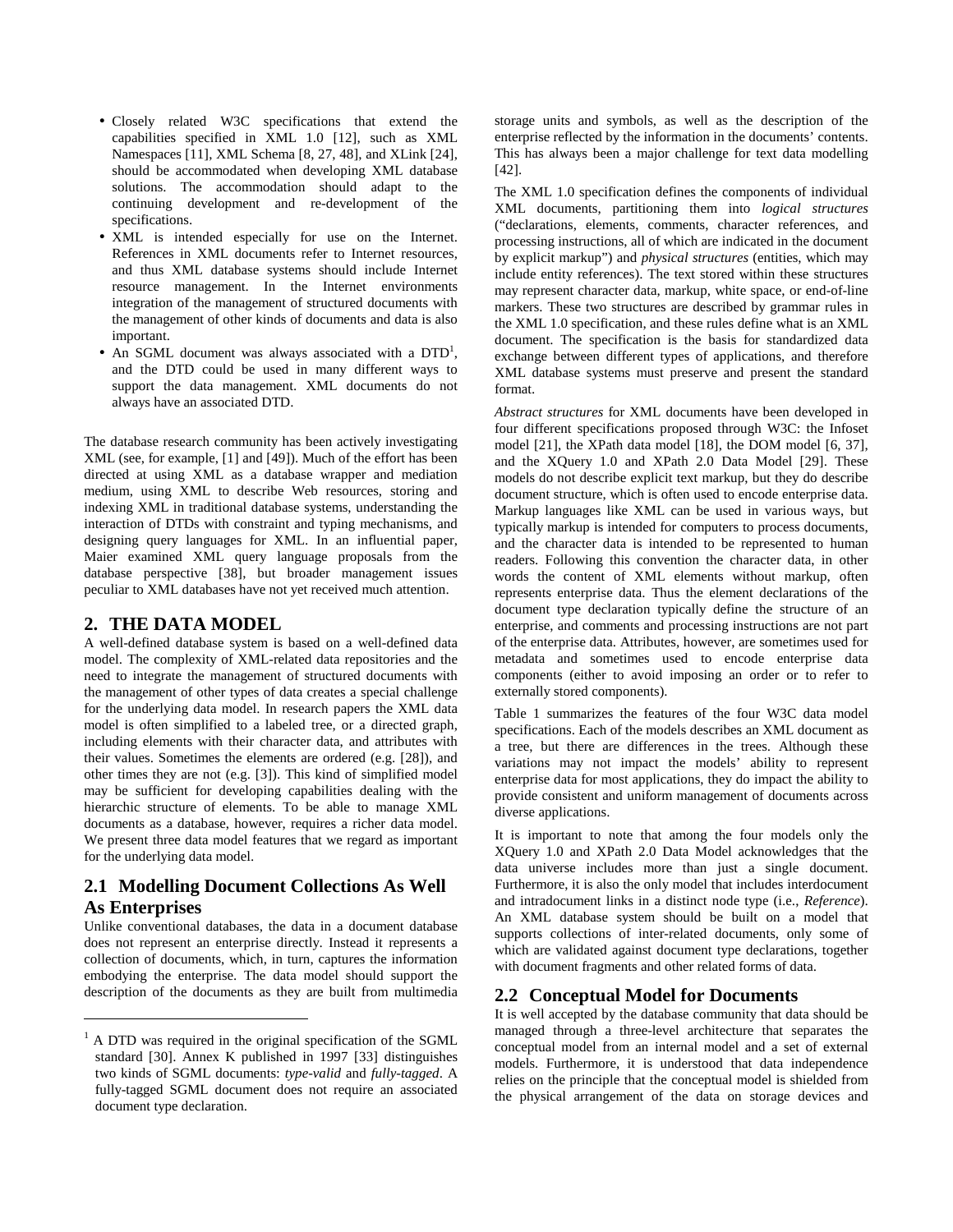- Closely related W3C specifications that extend the capabilities specified in XML 1.0 [12], such as XML Namespaces [11], XML Schema [8, 27, 48], and XLink [24], should be accommodated when developing XML database solutions. The accommodation should adapt to the continuing development and re-development of the specifications.
- XML is intended especially for use on the Internet. References in XML documents refer to Internet resources, and thus XML database systems should include Internet resource management. In the Internet environments integration of the management of structured documents with the management of other kinds of documents and data is also important.
- An SGML document was always associated with a DTD[1], and the DTD could be used in many different ways to support the data management. XML documents do not always have an associated DTD.

The database research community has been actively investigating XML (see, for example, [1] and [49]). Much of the effort has been directed at using XML as a database wrapper and mediation medium, using XML to describe Web resources, storing and indexing XML in traditional database systems, understanding the interaction of DTDs with constraint and typing mechanisms, and designing query languages for XML. In an influential paper, Maier examined XML query language proposals from the database perspective [38], but broader management issues peculiar to XML databases have not yet received much attention.

## 2. THE DATA MODEL

A well-defined database system is based on a well-defined data model. The complexity of XML-related data repositories and the need to integrate the management of structured documents with the management of other types of data creates a special challenge for the underlying data model. In research papers the XML data model is often simplified to a labeled tree, or a directed graph, including elements with their character data, and attributes with their values. Sometimes the elements are ordered (e.g. [28]), and other times they are not (e.g. [3]). This kind of simplified model may be sufficient for developing capabilities dealing with the hierarchic structure of elements. To be able to manage XML documents as a database, however, requires a richer data model. We present three data model features that we regard as important for the underlying data model.

### 2.1 Modelling Document Collections As Well As Enterprises

Unlike conventional databases, the data in a document database does not represent an enterprise directly. Instead it represents a collection of documents, which, in turn, captures the information embodying the enterprise. The data model should support the description of the documents as they are built from multimedia storage units and symbols, as well as the description of the enterprise reflected by the information in the documents' contents. This has always been a major challenge for text data modelling [42].

The XML 1.0 specification defines the components of individual XML documents, partitioning them into *logical structures* ("declarations, elements, comments, character references, and processing instructions, all of which are indicated in the document by explicit markup") and *physical structures* (entities, which may include entity references). The text stored within these structures may represent character data, markup, white space, or end-of-line markers. These two structures are described by grammar rules in the XML 1.0 specification, and these rules define what is an XML document. The specification is the basis for standardized data exchange between different types of applications, and therefore XML database systems must preserve and present the standard format.

*Abstract structures* for XML documents have been developed in four different specifications proposed through W3C: the Infoset model [21], the XPath data model [18], the DOM model [6, 37], and the XQuery 1.0 and XPath 2.0 Data Model [29]. These models do not describe explicit text markup, but they do describe document structure, which is often used to encode enterprise data. Markup languages like XML can be used in various ways, but typically markup is intended for computers to process documents, and the character data is intended to be represented to human readers. Following this convention the character data, in other words the content of XML elements without markup, often represents enterprise data. Thus the element declarations of the document type declaration typically define the structure of an enterprise, and comments and processing instructions are not part of the enterprise data. Attributes, however, are sometimes used for metadata and sometimes used to encode enterprise data components (either to avoid imposing an order or to refer to externally stored components).

Table 1 summarizes the features of the four W3C data model specifications. Each of the models describes an XML document as a tree, but there are differences in the trees. Although these variations may not impact the models' ability to represent enterprise data for most applications, they do impact the ability to provide consistent and uniform management of documents across diverse applications.

It is important to note that among the four models only the XQuery 1.0 and XPath 2.0 Data Model acknowledges that the data universe includes more than just a single document. Furthermore, it is also the only model that includes interdocument and intradocument links in a distinct node type (i.e., *Reference*). An XML database system should be built on a model that supports collections of inter-related documents, only some of which are validated against document type declarations, together with document fragments and other related forms of data.

### 2.2 Conceptual Model for Documents

It is well accepted by the database community that data should be managed through a three-level architecture that separates the conceptual model from an internal model and a set of external models. Furthermore, it is understood that data independence relies on the principle that the conceptual model is shielded from the physical arrangement of the data on storage devices and

[1] A DTD was required in the original specification of the SGML standard [30]. Annex K published in 1997 [33] distinguishes two kinds of SGML documents: *type-valid* and *fully-tagged*. A fully-tagged SGML document does not require an associated document type declaration.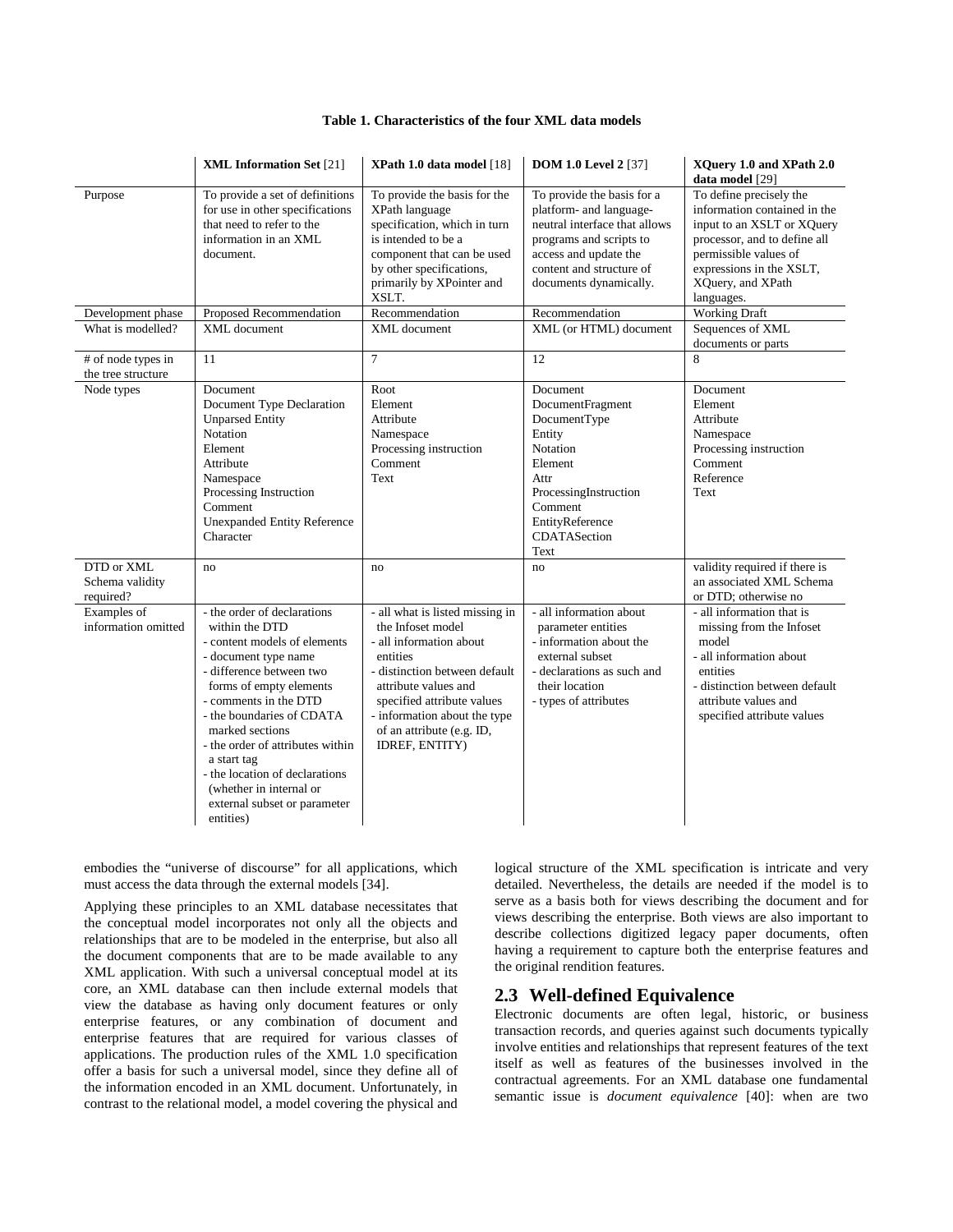**Table 1. Characteristics of the four XML data models**

| | **XML Information Set** [21] | **XPath 1.0 data model** [18] | **DOM 1.0 Level 2** [37] | **XQuery 1.0 and XPath 2.0 data model** [29] |
|---|---|---|---|---|
| Purpose | To provide a set of definitions for use in other specifications that need to refer to the information in an XML document. | To provide the basis for the XPath language specification, which in turn is intended to be a component that can be used by other specifications, primarily by XPointer and XSLT. | To provide the basis for a platform- and language-neutral interface that allows programs and scripts to access and update the content and structure of documents dynamically. | To define precisely the information contained in the input to an XSLT or XQuery processor, and to define all permissible values of expressions in the XSLT, XQuery, and XPath languages. |
| Development phase | Proposed Recommendation | Recommendation | Recommendation | Working Draft |
| What is modelled? | XML document | XML document | XML (or HTML) document | Sequences of XML documents or parts |
| # of node types in the tree structure | 11 | 7 | 12 | 8 |
| Node types | Document<br>Document Type Declaration<br>Unparsed Entity<br>Notation<br>Element<br>Attribute<br>Namespace<br>Processing Instruction<br>Comment<br>Unexpanded Entity Reference<br>Character | Root<br>Element<br>Attribute<br>Namespace<br>Processing instruction<br>Comment<br>Text | Document<br>DocumentFragment<br>DocumentType<br>Entity<br>Notation<br>Element<br>Attr<br>ProcessingInstruction<br>Comment<br>EntityReference<br>CDATASection<br>Text | Document<br>Element<br>Attribute<br>Namespace<br>Processing instruction<br>Comment<br>Reference<br>Text |
| DTD or XML Schema validity required? | no | no | no | validity required if there is an associated XML Schema or DTD; otherwise no |
| Examples of information omitted | - the order of declarations within the DTD<br>- content models of elements<br>- document type name<br>- difference between two forms of empty elements<br>- comments in the DTD<br>- the boundaries of CDATA marked sections<br>- the order of attributes within a start tag<br>- the location of declarations (whether in internal or external subset or parameter entities) | - all what is listed missing in the Infoset model<br>- all information about entities<br>- distinction between default attribute values and specified attribute values<br>- information about the type of an attribute (e.g. ID, IDREF, ENTITY) | - all information about parameter entities<br>- information about the external subset<br>- declarations as such and their location<br>- types of attributes | - all information that is missing from the Infoset model<br>- all information about entities<br>- distinction between default attribute values and specified attribute values |

embodies the "universe of discourse" for all applications, which must access the data through the external models [34].

Applying these principles to an XML database necessitates that the conceptual model incorporates not only all the objects and relationships that are to be modeled in the enterprise, but also all the document components that are to be made available to any XML application. With such a universal conceptual model at its core, an XML database can then include external models that view the database as having only document features or only enterprise features, or any combination of document and enterprise features that are required for various classes of applications. The production rules of the XML 1.0 specification offer a basis for such a universal model, since they define all of the information encoded in an XML document. Unfortunately, in contrast to the relational model, a model covering the physical and logical structure of the XML specification is intricate and very detailed. Nevertheless, the details are needed if the model is to serve as a basis both for views describing the document and for views describing the enterprise. Both views are also important to describe collections digitized legacy paper documents, often having a requirement to capture both the enterprise features and the original rendition features.

## 2.3 Well-defined Equivalence

Electronic documents are often legal, historic, or business transaction records, and queries against such documents typically involve entities and relationships that represent features of the text itself as well as features of the businesses involved in the contractual agreements. For an XML database one fundamental semantic issue is *document equivalence* [40]: when are two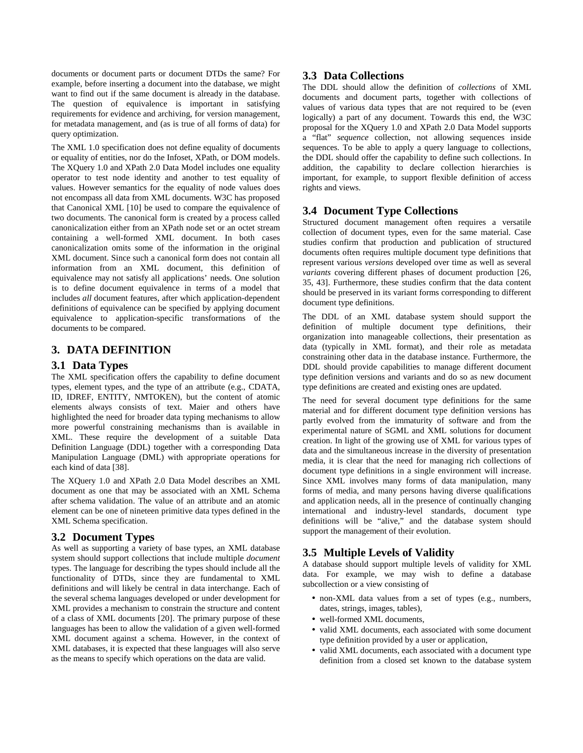documents or document parts or document DTDs the same? For example, before inserting a document into the database, we might want to find out if the same document is already in the database. The question of equivalence is important in satisfying requirements for evidence and archiving, for version management, for metadata management, and (as is true of all forms of data) for query optimization.

The XML 1.0 specification does not define equality of documents or equality of entities, nor do the Infoset, XPath, or DOM models. The XQuery 1.0 and XPath 2.0 Data Model includes one equality operator to test node identity and another to test equality of values. However semantics for the equality of node values does not encompass all data from XML documents. W3C has proposed that Canonical XML [10] be used to compare the equivalence of two documents. The canonical form is created by a process called canonicalization either from an XPath node set or an octet stream containing a well-formed XML document. In both cases canonicalization omits some of the information in the original XML document. Since such a canonical form does not contain all information from an XML document, this definition of equivalence may not satisfy all applications' needs. One solution is to define document equivalence in terms of a model that includes *all* document features, after which application-dependent definitions of equivalence can be specified by applying document equivalence to application-specific transformations of the documents to be compared.

## 3. DATA DEFINITION

### 3.1 Data Types

The XML specification offers the capability to define document types, element types, and the type of an attribute (e.g., CDATA, ID, IDREF, ENTITY, NMTOKEN), but the content of atomic elements always consists of text. Maier and others have highlighted the need for broader data typing mechanisms to allow more powerful constraining mechanisms than is available in XML. These require the development of a suitable Data Definition Language (DDL) together with a corresponding Data Manipulation Language (DML) with appropriate operations for each kind of data [38].

The XQuery 1.0 and XPath 2.0 Data Model describes an XML document as one that may be associated with an XML Schema after schema validation. The value of an attribute and an atomic element can be one of nineteen primitive data types defined in the XML Schema specification.

### 3.2 Document Types

As well as supporting a variety of base types, an XML database system should support collections that include multiple *document* types. The language for describing the types should include all the functionality of DTDs, since they are fundamental to XML definitions and will likely be central in data interchange. Each of the several schema languages developed or under development for XML provides a mechanism to constrain the structure and content of a class of XML documents [20]. The primary purpose of these languages has been to allow the validation of a given well-formed XML document against a schema. However, in the context of XML databases, it is expected that these languages will also serve as the means to specify which operations on the data are valid.

### 3.3 Data Collections

The DDL should allow the definition of *collections* of XML documents and document parts, together with collections of values of various data types that are not required to be (even logically) a part of any document. Towards this end, the W3C proposal for the XQuery 1.0 and XPath 2.0 Data Model supports a "flat" *sequence* collection, not allowing sequences inside sequences. To be able to apply a query language to collections, the DDL should offer the capability to define such collections. In addition, the capability to declare collection hierarchies is important, for example, to support flexible definition of access rights and views.

### 3.4 Document Type Collections

Structured document management often requires a versatile collection of document types, even for the same material. Case studies confirm that production and publication of structured documents often requires multiple document type definitions that represent various *versions* developed over time as well as several *variants* covering different phases of document production [26, 35, 43]. Furthermore, these studies confirm that the data content should be preserved in its variant forms corresponding to different document type definitions.

The DDL of an XML database system should support the definition of multiple document type definitions, their organization into manageable collections, their presentation as data (typically in XML format), and their role as metadata constraining other data in the database instance. Furthermore, the DDL should provide capabilities to manage different document type definition versions and variants and do so as new document type definitions are created and existing ones are updated.

The need for several document type definitions for the same material and for different document type definition versions has partly evolved from the immaturity of software and from the experimental nature of SGML and XML solutions for document creation. In light of the growing use of XML for various types of data and the simultaneous increase in the diversity of presentation media, it is clear that the need for managing rich collections of document type definitions in a single environment will increase. Since XML involves many forms of data manipulation, many forms of media, and many persons having diverse qualifications and application needs, all in the presence of continually changing international and industry-level standards, document type definitions will be "alive," and the database system should support the management of their evolution.

### 3.5 Multiple Levels of Validity

A database should support multiple levels of validity for XML data. For example, we may wish to define a database subcollection or a view consisting of

- non-XML data values from a set of types (e.g., numbers, dates, strings, images, tables),
- well-formed XML documents,
- valid XML documents, each associated with some document type definition provided by a user or application,
- valid XML documents, each associated with a document type definition from a closed set known to the database system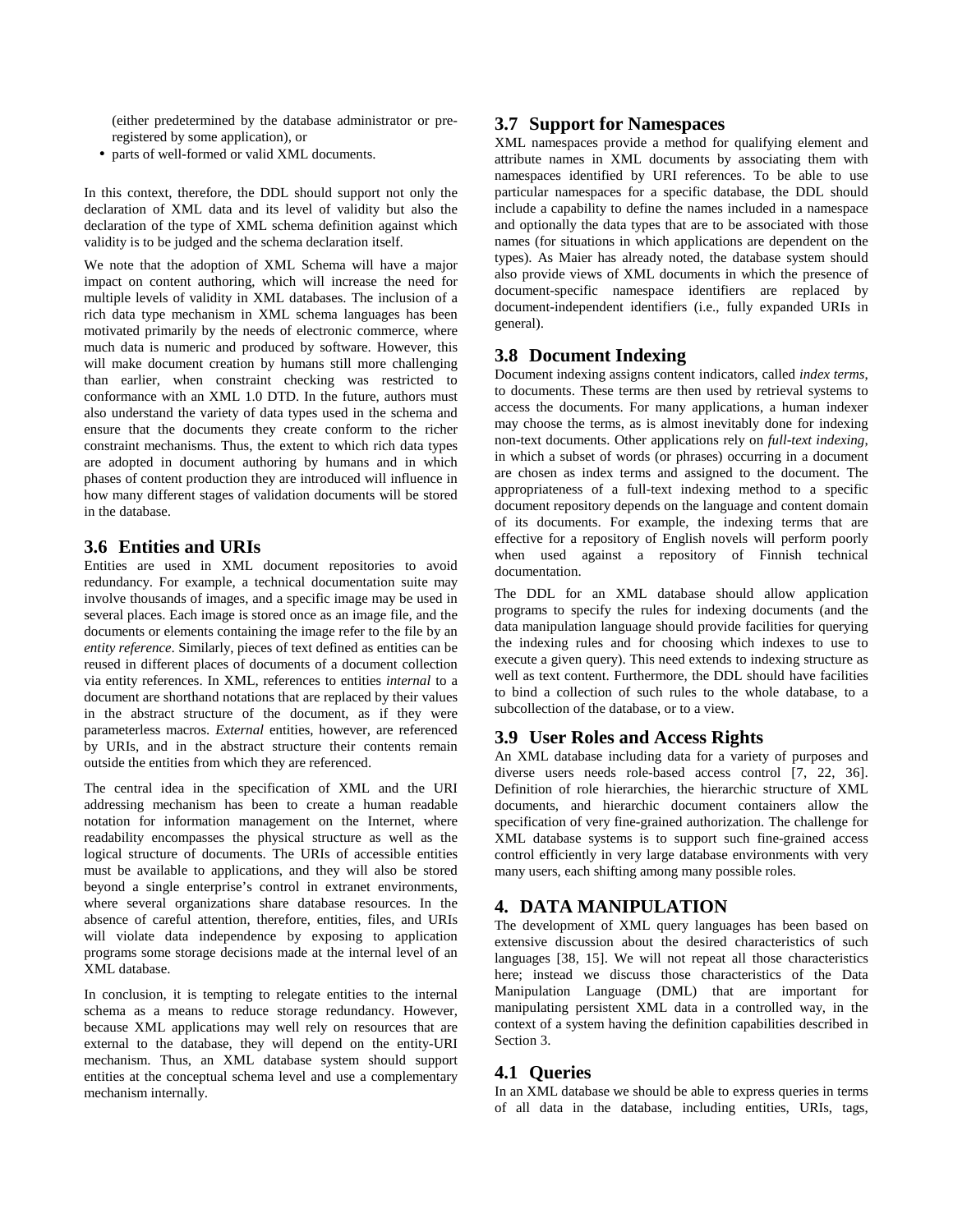(either predetermined by the database administrator or pre-registered by some application), or

- parts of well-formed or valid XML documents.

In this context, therefore, the DDL should support not only the declaration of XML data and its level of validity but also the declaration of the type of XML schema definition against which validity is to be judged and the schema declaration itself.

We note that the adoption of XML Schema will have a major impact on content authoring, which will increase the need for multiple levels of validity in XML databases. The inclusion of a rich data type mechanism in XML schema languages has been motivated primarily by the needs of electronic commerce, where much data is numeric and produced by software. However, this will make document creation by humans still more challenging than earlier, when constraint checking was restricted to conformance with an XML 1.0 DTD. In the future, authors must also understand the variety of data types used in the schema and ensure that the documents they create conform to the richer constraint mechanisms. Thus, the extent to which rich data types are adopted in document authoring by humans and in which phases of content production they are introduced will influence in how many different stages of validation documents will be stored in the database.

## 3.6 Entities and URIs

Entities are used in XML document repositories to avoid redundancy. For example, a technical documentation suite may involve thousands of images, and a specific image may be used in several places. Each image is stored once as an image file, and the documents or elements containing the image refer to the file by an *entity reference*. Similarly, pieces of text defined as entities can be reused in different places of documents of a document collection via entity references. In XML, references to entities *internal* to a document are shorthand notations that are replaced by their values in the abstract structure of the document, as if they were parameterless macros. *External* entities, however, are referenced by URIs, and in the abstract structure their contents remain outside the entities from which they are referenced.

The central idea in the specification of XML and the URI addressing mechanism has been to create a human readable notation for information management on the Internet, where readability encompasses the physical structure as well as the logical structure of documents. The URIs of accessible entities must be available to applications, and they will also be stored beyond a single enterprise's control in extranet environments, where several organizations share database resources. In the absence of careful attention, therefore, entities, files, and URIs will violate data independence by exposing to application programs some storage decisions made at the internal level of an XML database.

In conclusion, it is tempting to relegate entities to the internal schema as a means to reduce storage redundancy. However, because XML applications may well rely on resources that are external to the database, they will depend on the entity-URI mechanism. Thus, an XML database system should support entities at the conceptual schema level and use a complementary mechanism internally.

## 3.7 Support for Namespaces

XML namespaces provide a method for qualifying element and attribute names in XML documents by associating them with namespaces identified by URI references. To be able to use particular namespaces for a specific database, the DDL should include a capability to define the names included in a namespace and optionally the data types that are to be associated with those names (for situations in which applications are dependent on the types). As Maier has already noted, the database system should also provide views of XML documents in which the presence of document-specific namespace identifiers are replaced by document-independent identifiers (i.e., fully expanded URIs in general).

## 3.8 Document Indexing

Document indexing assigns content indicators, called *index terms*, to documents. These terms are then used by retrieval systems to access the documents. For many applications, a human indexer may choose the terms, as is almost inevitably done for indexing non-text documents. Other applications rely on *full-text indexing*, in which a subset of words (or phrases) occurring in a document are chosen as index terms and assigned to the document. The appropriateness of a full-text indexing method to a specific document repository depends on the language and content domain of its documents. For example, the indexing terms that are effective for a repository of English novels will perform poorly when used against a repository of Finnish technical documentation.

The DDL for an XML database should allow application programs to specify the rules for indexing documents (and the data manipulation language should provide facilities for querying the indexing rules and for choosing which indexes to use to execute a given query). This need extends to indexing structure as well as text content. Furthermore, the DDL should have facilities to bind a collection of such rules to the whole database, to a subcollection of the database, or to a view.

## 3.9 User Roles and Access Rights

An XML database including data for a variety of purposes and diverse users needs role-based access control [7, 22, 36]. Definition of role hierarchies, the hierarchic structure of XML documents, and hierarchic document containers allow the specification of very fine-grained authorization. The challenge for XML database systems is to support such fine-grained access control efficiently in very large database environments with very many users, each shifting among many possible roles.

# 4. DATA MANIPULATION

The development of XML query languages has been based on extensive discussion about the desired characteristics of such languages [38, 15]. We will not repeat all those characteristics here; instead we discuss those characteristics of the Data Manipulation Language (DML) that are important for manipulating persistent XML data in a controlled way, in the context of a system having the definition capabilities described in Section 3.

## 4.1 Queries

In an XML database we should be able to express queries in terms of all data in the database, including entities, URIs, tags,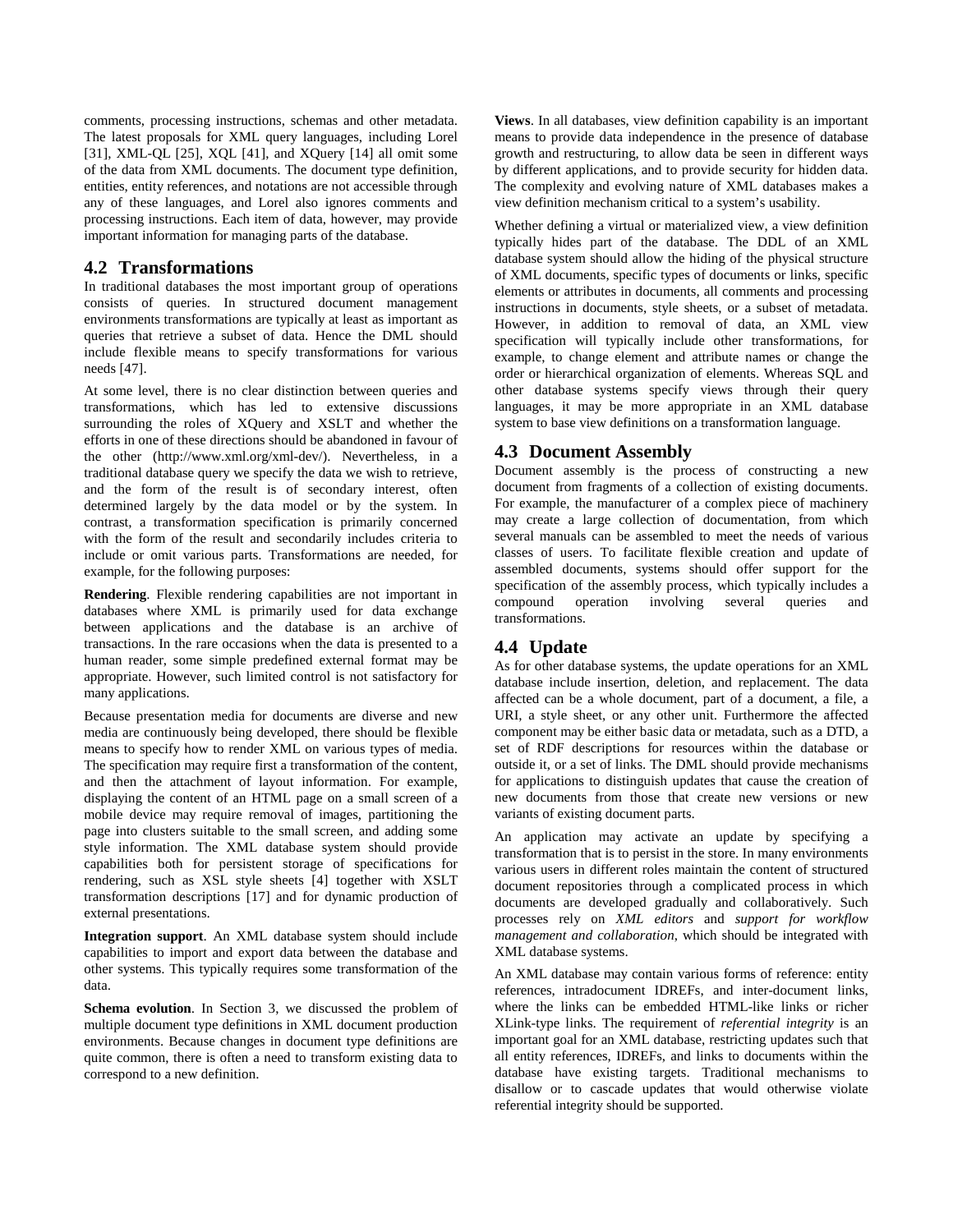comments, processing instructions, schemas and other metadata. The latest proposals for XML query languages, including Lorel [31], XML-QL [25], XQL [41], and XQuery [14] all omit some of the data from XML documents. The document type definition, entities, entity references, and notations are not accessible through any of these languages, and Lorel also ignores comments and processing instructions. Each item of data, however, may provide important information for managing parts of the database.

## 4.2 Transformations

In traditional databases the most important group of operations consists of queries. In structured document management environments transformations are typically at least as important as queries that retrieve a subset of data. Hence the DML should include flexible means to specify transformations for various needs [47].

At some level, there is no clear distinction between queries and transformations, which has led to extensive discussions surrounding the roles of XQuery and XSLT and whether the efforts in one of these directions should be abandoned in favour of the other (http://www.xml.org/xml-dev/). Nevertheless, in a traditional database query we specify the data we wish to retrieve, and the form of the result is of secondary interest, often determined largely by the data model or by the system. In contrast, a transformation specification is primarily concerned with the form of the result and secondarily includes criteria to include or omit various parts. Transformations are needed, for example, for the following purposes:

**Rendering**. Flexible rendering capabilities are not important in databases where XML is primarily used for data exchange between applications and the database is an archive of transactions. In the rare occasions when the data is presented to a human reader, some simple predefined external format may be appropriate. However, such limited control is not satisfactory for many applications.

Because presentation media for documents are diverse and new media are continuously being developed, there should be flexible means to specify how to render XML on various types of media. The specification may require first a transformation of the content, and then the attachment of layout information. For example, displaying the content of an HTML page on a small screen of a mobile device may require removal of images, partitioning the page into clusters suitable to the small screen, and adding some style information. The XML database system should provide capabilities both for persistent storage of specifications for rendering, such as XSL style sheets [4] together with XSLT transformation descriptions [17] and for dynamic production of external presentations.

**Integration support**. An XML database system should include capabilities to import and export data between the database and other systems. This typically requires some transformation of the data.

**Schema evolution**. In Section 3, we discussed the problem of multiple document type definitions in XML document production environments. Because changes in document type definitions are quite common, there is often a need to transform existing data to correspond to a new definition.

**Views**. In all databases, view definition capability is an important means to provide data independence in the presence of database growth and restructuring, to allow data be seen in different ways by different applications, and to provide security for hidden data. The complexity and evolving nature of XML databases makes a view definition mechanism critical to a system's usability.

Whether defining a virtual or materialized view, a view definition typically hides part of the database. The DDL of an XML database system should allow the hiding of the physical structure of XML documents, specific types of documents or links, specific elements or attributes in documents, all comments and processing instructions in documents, style sheets, or a subset of metadata. However, in addition to removal of data, an XML view specification will typically include other transformations, for example, to change element and attribute names or change the order or hierarchical organization of elements. Whereas SQL and other database systems specify views through their query languages, it may be more appropriate in an XML database system to base view definitions on a transformation language.

## 4.3 Document Assembly

Document assembly is the process of constructing a new document from fragments of a collection of existing documents. For example, the manufacturer of a complex piece of machinery may create a large collection of documentation, from which several manuals can be assembled to meet the needs of various classes of users. To facilitate flexible creation and update of assembled documents, systems should offer support for the specification of the assembly process, which typically includes a compound operation involving several queries and transformations.

## 4.4 Update

As for other database systems, the update operations for an XML database include insertion, deletion, and replacement. The data affected can be a whole document, part of a document, a file, a URI, a style sheet, or any other unit. Furthermore the affected component may be either basic data or metadata, such as a DTD, a set of RDF descriptions for resources within the database or outside it, or a set of links. The DML should provide mechanisms for applications to distinguish updates that cause the creation of new documents from those that create new versions or new variants of existing document parts.

An application may activate an update by specifying a transformation that is to persist in the store. In many environments various users in different roles maintain the content of structured document repositories through a complicated process in which documents are developed gradually and collaboratively. Such processes rely on *XML editors* and *support for workflow management and collaboration*, which should be integrated with XML database systems.

An XML database may contain various forms of reference: entity references, intradocument IDREFs, and inter-document links, where the links can be embedded HTML-like links or richer XLink-type links. The requirement of *referential integrity* is an important goal for an XML database, restricting updates such that all entity references, IDREFs, and links to documents within the database have existing targets. Traditional mechanisms to disallow or to cascade updates that would otherwise violate referential integrity should be supported.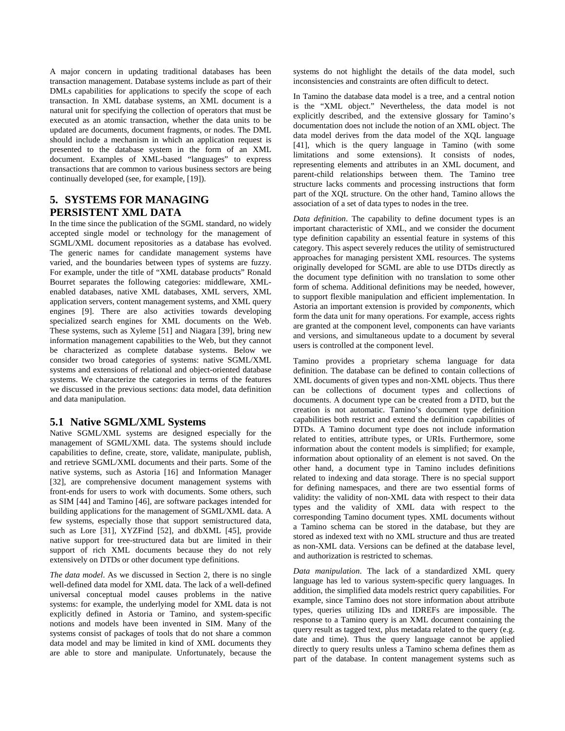A major concern in updating traditional databases has been transaction management. Database systems include as part of their DMLs capabilities for applications to specify the scope of each transaction. In XML database systems, an XML document is a natural unit for specifying the collection of operators that must be executed as an atomic transaction, whether the data units to be updated are documents, document fragments, or nodes. The DML should include a mechanism in which an application request is presented to the database system in the form of an XML document. Examples of XML-based "languages" to express transactions that are common to various business sectors are being continually developed (see, for example, [19]).

## 5. SYSTEMS FOR MANAGING PERSISTENT XML DATA

In the time since the publication of the SGML standard, no widely accepted single model or technology for the management of SGML/XML document repositories as a database has evolved. The generic names for candidate management systems have varied, and the boundaries between types of systems are fuzzy. For example, under the title of "XML database products" Ronald Bourret separates the following categories: middleware, XML-enabled databases, native XML databases, XML servers, XML application servers, content management systems, and XML query engines [9]. There are also activities towards developing specialized search engines for XML documents on the Web. These systems, such as Xyleme [51] and Niagara [39], bring new information management capabilities to the Web, but they cannot be characterized as complete database systems. Below we consider two broad categories of systems: native SGML/XML systems and extensions of relational and object-oriented database systems. We characterize the categories in terms of the features we discussed in the previous sections: data model, data definition and data manipulation.

### 5.1 Native SGML/XML Systems

Native SGML/XML systems are designed especially for the management of SGML/XML data. The systems should include capabilities to define, create, store, validate, manipulate, publish, and retrieve SGML/XML documents and their parts. Some of the native systems, such as Astoria [16] and Information Manager [32], are comprehensive document management systems with front-ends for users to work with documents. Some others, such as SIM [44] and Tamino [46], are software packages intended for building applications for the management of SGML/XML data. A few systems, especially those that support semistructured data, such as Lore [31], XYZFind [52], and dbXML [45], provide native support for tree-structured data but are limited in their support of rich XML documents because they do not rely extensively on DTDs or other document type definitions.

*The data model*. As we discussed in Section 2, there is no single well-defined data model for XML data. The lack of a well-defined universal conceptual model causes problems in the native systems: for example, the underlying model for XML data is not explicitly defined in Astoria or Tamino, and system-specific notions and models have been invented in SIM. Many of the systems consist of packages of tools that do not share a common data model and may be limited in kind of XML documents they are able to store and manipulate. Unfortunately, because the systems do not highlight the details of the data model, such inconsistencies and constraints are often difficult to detect.

In Tamino the database data model is a tree, and a central notion is the "XML object." Nevertheless, the data model is not explicitly described, and the extensive glossary for Tamino's documentation does not include the notion of an XML object. The data model derives from the data model of the XQL language [41], which is the query language in Tamino (with some limitations and some extensions). It consists of nodes, representing elements and attributes in an XML document, and parent-child relationships between them. The Tamino tree structure lacks comments and processing instructions that form part of the XQL structure. On the other hand, Tamino allows the association of a set of data types to nodes in the tree.

*Data definition*. The capability to define document types is an important characteristic of XML, and we consider the document type definition capability an essential feature in systems of this category. This aspect severely reduces the utility of semistructured approaches for managing persistent XML resources. The systems originally developed for SGML are able to use DTDs directly as the document type definition with no translation to some other form of schema. Additional definitions may be needed, however, to support flexible manipulation and efficient implementation. In Astoria an important extension is provided by *components*, which form the data unit for many operations. For example, access rights are granted at the component level, components can have variants and versions, and simultaneous update to a document by several users is controlled at the component level.

Tamino provides a proprietary schema language for data definition. The database can be defined to contain collections of XML documents of given types and non-XML objects. Thus there can be collections of document types and collections of documents. A document type can be created from a DTD, but the creation is not automatic. Tamino's document type definition capabilities both restrict and extend the definition capabilities of DTDs. A Tamino document type does not include information related to entities, attribute types, or URIs. Furthermore, some information about the content models is simplified; for example, information about optionality of an element is not saved. On the other hand, a document type in Tamino includes definitions related to indexing and data storage. There is no special support for defining namespaces, and there are two essential forms of validity: the validity of non-XML data with respect to their data types and the validity of XML data with respect to the corresponding Tamino document types. XML documents without a Tamino schema can be stored in the database, but they are stored as indexed text with no XML structure and thus are treated as non-XML data. Versions can be defined at the database level, and authorization is restricted to schemas.

*Data manipulation*. The lack of a standardized XML query language has led to various system-specific query languages. In addition, the simplified data models restrict query capabilities. For example, since Tamino does not store information about attribute types, queries utilizing IDs and IDREFs are impossible. The response to a Tamino query is an XML document containing the query result as tagged text, plus metadata related to the query (e.g. date and time). Thus the query language cannot be applied directly to query results unless a Tamino schema defines them as part of the database. In content management systems such as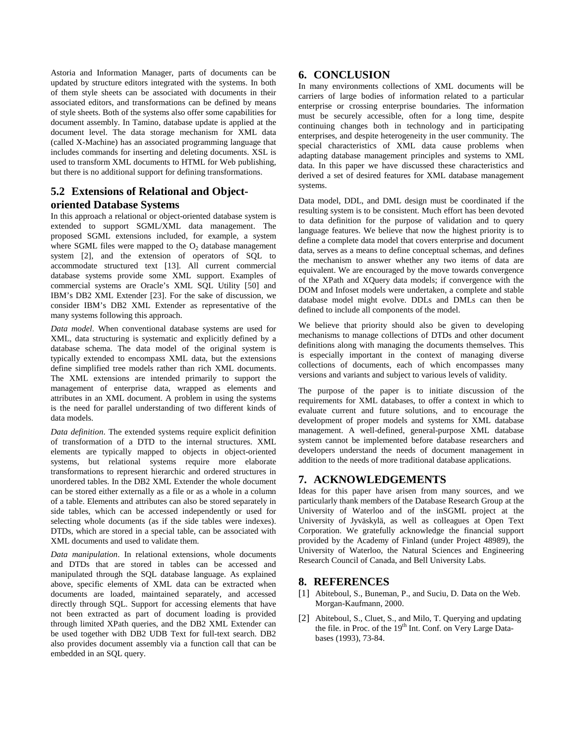Astoria and Information Manager, parts of documents can be updated by structure editors integrated with the systems. In both of them style sheets can be associated with documents in their associated editors, and transformations can be defined by means of style sheets. Both of the systems also offer some capabilities for document assembly. In Tamino, database update is applied at the document level. The data storage mechanism for XML data (called X-Machine) has an associated programming language that includes commands for inserting and deleting documents. XSL is used to transform XML documents to HTML for Web publishing, but there is no additional support for defining transformations.

## 5.2 Extensions of Relational and Object-oriented Database Systems

In this approach a relational or object-oriented database system is extended to support SGML/XML data management. The proposed SGML extensions included, for example, a system where SGML files were mapped to the $O_2$ database management system [2], and the extension of operators of SQL to accommodate structured text [13]. All current commercial database systems provide some XML support. Examples of commercial systems are Oracle's XML SQL Utility [50] and IBM's DB2 XML Extender [23]. For the sake of discussion, we consider IBM's DB2 XML Extender as representative of the many systems following this approach.

*Data model*. When conventional database systems are used for XML, data structuring is systematic and explicitly defined by a database schema. The data model of the original system is typically extended to encompass XML data, but the extensions define simplified tree models rather than rich XML documents. The XML extensions are intended primarily to support the management of enterprise data, wrapped as elements and attributes in an XML document. A problem in using the systems is the need for parallel understanding of two different kinds of data models.

*Data definition*. The extended systems require explicit definition of transformation of a DTD to the internal structures. XML elements are typically mapped to objects in object-oriented systems, but relational systems require more elaborate transformations to represent hierarchic and ordered structures in unordered tables. In the DB2 XML Extender the whole document can be stored either externally as a file or as a whole in a column of a table. Elements and attributes can also be stored separately in side tables, which can be accessed independently or used for selecting whole documents (as if the side tables were indexes). DTDs, which are stored in a special table, can be associated with XML documents and used to validate them.

*Data manipulation*. In relational extensions, whole documents and DTDs that are stored in tables can be accessed and manipulated through the SQL database language. As explained above, specific elements of XML data can be extracted when documents are loaded, maintained separately, and accessed directly through SQL. Support for accessing elements that have not been extracted as part of document loading is provided through limited XPath queries, and the DB2 XML Extender can be used together with DB2 UDB Text for full-text search. DB2 also provides document assembly via a function call that can be embedded in an SQL query.

# 6. CONCLUSION

In many environments collections of XML documents will be carriers of large bodies of information related to a particular enterprise or crossing enterprise boundaries. The information must be securely accessible, often for a long time, despite continuing changes both in technology and in participating enterprises, and despite heterogeneity in the user community. The special characteristics of XML data cause problems when adapting database management principles and systems to XML data. In this paper we have discussed these characteristics and derived a set of desired features for XML database management systems.

Data model, DDL, and DML design must be coordinated if the resulting system is to be consistent. Much effort has been devoted to data definition for the purpose of validation and to query language features. We believe that now the highest priority is to define a complete data model that covers enterprise and document data, serves as a means to define conceptual schemas, and defines the mechanism to answer whether any two items of data are equivalent. We are encouraged by the move towards convergence of the XPath and XQuery data models; if convergence with the DOM and Infoset models were undertaken, a complete and stable database model might evolve. DDLs and DMLs can then be defined to include all components of the model.

We believe that priority should also be given to developing mechanisms to manage collections of DTDs and other document definitions along with managing the documents themselves. This is especially important in the context of managing diverse collections of documents, each of which encompasses many versions and variants and subject to various levels of validity.

The purpose of the paper is to initiate discussion of the requirements for XML databases, to offer a context in which to evaluate current and future solutions, and to encourage the development of proper models and systems for XML database management. A well-defined, general-purpose XML database system cannot be implemented before database researchers and developers understand the needs of document management in addition to the needs of more traditional database applications.

# 7. ACKNOWLEDGEMENTS

Ideas for this paper have arisen from many sources, and we particularly thank members of the Database Research Group at the University of Waterloo and of the inSGML project at the University of Jyväskylä, as well as colleagues at Open Text Corporation. We gratefully acknowledge the financial support provided by the Academy of Finland (under Project 48989), the University of Waterloo, the Natural Sciences and Engineering Research Council of Canada, and Bell University Labs.

# 8. REFERENCES

[1] Abiteboul, S., Buneman, P., and Suciu, D. Data on the Web. Morgan-Kaufmann, 2000.

[2] Abiteboul, S., Cluet, S., and Milo, T. Querying and updating the file. in Proc. of the 19th Int. Conf. on Very Large Databases (1993), 73-84.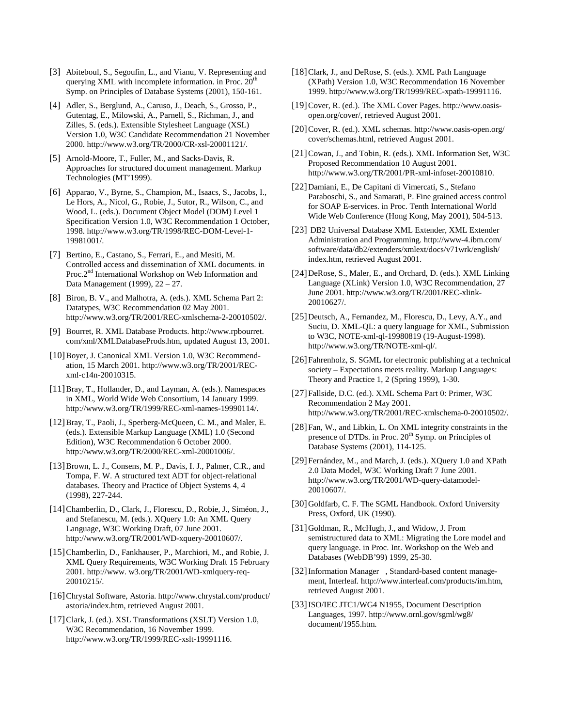[3] Abiteboul, S., Segoufin, L., and Vianu, V. Representing and querying XML with incomplete information. in Proc. 20th Symp. on Principles of Database Systems (2001), 150-161.

[4] Adler, S., Berglund, A., Caruso, J., Deach, S., Grosso, P., Gutentag, E., Milowski, A., Parnell, S., Richman, J., and Zilles, S. (eds.). Extensible Stylesheet Language (XSL) Version 1.0, W3C Candidate Recommendation 21 November 2000. http://www.w3.org/TR/2000/CR-xsl-20001121/.

[5] Arnold-Moore, T., Fuller, M., and Sacks-Davis, R. Approaches for structured document management. Markup Technologies (MT'1999).

[6] Apparao, V., Byrne, S., Champion, M., Isaacs, S., Jacobs, I., Le Hors, A., Nicol, G., Robie, J., Sutor, R., Wilson, C., and Wood, L. (eds.). Document Object Model (DOM) Level 1 Specification Version 1.0, W3C Recommendation 1 October, 1998. http://www.w3.org/TR/1998/REC-DOM-Level-1-19981001/.

[7] Bertino, E., Castano, S., Ferrari, E., and Mesiti, M. Controlled access and dissemination of XML documents. in Proc.2nd International Workshop on Web Information and Data Management (1999), 22 – 27.

[8] Biron, B. V., and Malhotra, A. (eds.). XML Schema Part 2: Datatypes, W3C Recommendation 02 May 2001. http://www.w3.org/TR/2001/REC-xmlschema-2-20010502/.

[9] Bourret, R. XML Database Products. http://www.rpbourret.com/xml/XMLDatabaseProds.htm, updated August 13, 2001.

[10] Boyer, J. Canonical XML Version 1.0, W3C Recommendation, 15 March 2001. http://www.w3.org/TR/2001/REC-xml-c14n-20010315.

[11] Bray, T., Hollander, D., and Layman, A. (eds.). Namespaces in XML, World Wide Web Consortium, 14 January 1999. http://www.w3.org/TR/1999/REC-xml-names-19990114/.

[12] Bray, T., Paoli, J., Sperberg-McQueen, C. M., and Maler, E. (eds.). Extensible Markup Language (XML) 1.0 (Second Edition), W3C Recommendation 6 October 2000. http://www.w3.org/TR/2000/REC-xml-20001006/.

[13] Brown, L. J., Consens, M. P., Davis, I. J., Palmer, C.R., and Tompa, F. W. A structured text ADT for object-relational databases. Theory and Practice of Object Systems 4, 4 (1998), 227-244.

[14] Chamberlin, D., Clark, J., Florescu, D., Robie, J., Siméon, J., and Stefanescu, M. (eds.). XQuery 1.0: An XML Query Language, W3C Working Draft, 07 June 2001. http://www.w3.org/TR/2001/WD-xquery-20010607/.

[15] Chamberlin, D., Fankhauser, P., Marchiori, M., and Robie, J. XML Query Requirements, W3C Working Draft 15 February 2001. http://www. w3.org/TR/2001/WD-xmlquery-req-20010215/.

[16] Chrystal Software, Astoria. http://www.chrystal.com/product/astoria/index.htm, retrieved August 2001.

[17] Clark, J. (ed.). XSL Transformations (XSLT) Version 1.0, W3C Recommendation, 16 November 1999. http://www.w3.org/TR/1999/REC-xslt-19991116.

[18] Clark, J., and DeRose, S. (eds.). XML Path Language (XPath) Version 1.0, W3C Recommendation 16 November 1999. http://www.w3.org/TR/1999/REC-xpath-19991116.

[19] Cover, R. (ed.). The XML Cover Pages. http://www.oasis-open.org/cover/, retrieved August 2001.

[20] Cover, R. (ed.). XML schemas. http://www.oasis-open.org/cover/schemas.html, retrieved August 2001.

[21] Cowan, J., and Tobin, R. (eds.). XML Information Set, W3C Proposed Recommendation 10 August 2001. http://www.w3.org/TR/2001/PR-xml-infoset-20010810.

[22] Damiani, E., De Capitani di Vimercati, S., Stefano Paraboschi, S., and Samarati, P. Fine grained access control for SOAP E-services. in Proc. Tenth International World Wide Web Conference (Hong Kong, May 2001), 504-513.

[23] DB2 Universal Database XML Extender, XML Extender Administration and Programming. http://www-4.ibm.com/software/data/db2/extenders/xmlext/docs/v71wrk/english/index.htm, retrieved August 2001.

[24] DeRose, S., Maler, E., and Orchard, D. (eds.). XML Linking Language (XLink) Version 1.0, W3C Recommendation, 27 June 2001. http://www.w3.org/TR/2001/REC-xlink-20010627/.

[25] Deutsch, A., Fernandez, M., Florescu, D., Levy, A.Y., and Suciu, D. XML-QL: a query language for XML, Submission to W3C, NOTE-xml-ql-19980819 (19-August-1998). http://www.w3.org/TR/NOTE-xml-ql/.

[26] Fahrenholz, S. SGML for electronic publishing at a technical society – Expectations meets reality. Markup Languages: Theory and Practice 1, 2 (Spring 1999), 1-30.

[27] Fallside, D.C. (ed.). XML Schema Part 0: Primer, W3C Recommendation 2 May 2001. http://www.w3.org/TR/2001/REC-xmlschema-0-20010502/.

[28] Fan, W., and Libkin, L. On XML integrity constraints in the presence of DTDs. in Proc. 20th Symp. on Principles of Database Systems (2001), 114-125.

[29] Fernández, M., and March, J. (eds.). XQuery 1.0 and XPath 2.0 Data Model, W3C Working Draft 7 June 2001. http://www.w3.org/TR/2001/WD-query-datamodel-20010607/.

[30] Goldfarb, C. F. The SGML Handbook. Oxford University Press, Oxford, UK (1990).

[31] Goldman, R., McHugh, J., and Widow, J. From semistructured data to XML: Migrating the Lore model and query language. in Proc. Int. Workshop on the Web and Databases (WebDB'99) 1999, 25-30.

[32] Information Manager , Standard-based content management, Interleaf. http://www.interleaf.com/products/im.htm, retrieved August 2001.

[33] ISO/IEC JTC1/WG4 N1955, Document Description Languages, 1997. http://www.ornl.gov/sgml/wg8/document/1955.htm.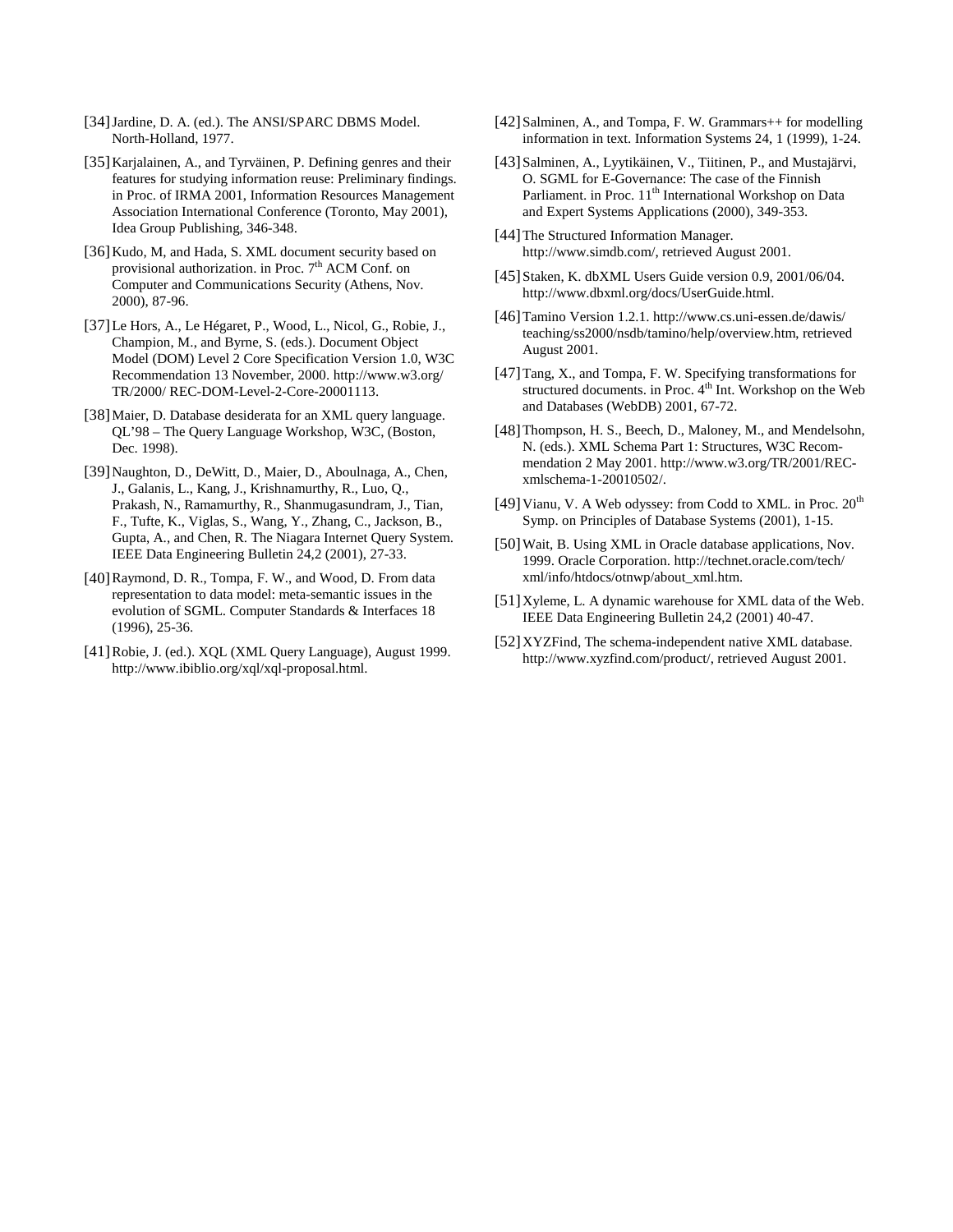[34] Jardine, D. A. (ed.). The ANSI/SPARC DBMS Model. North-Holland, 1977.

[35] Karjalainen, A., and Tyrväinen, P. Defining genres and their features for studying information reuse: Preliminary findings. in Proc. of IRMA 2001, Information Resources Management Association International Conference (Toronto, May 2001), Idea Group Publishing, 346-348.

[36] Kudo, M, and Hada, S. XML document security based on provisional authorization. in Proc. 7th ACM Conf. on Computer and Communications Security (Athens, Nov. 2000), 87-96.

[37] Le Hors, A., Le Hégaret, P., Wood, L., Nicol, G., Robie, J., Champion, M., and Byrne, S. (eds.). Document Object Model (DOM) Level 2 Core Specification Version 1.0, W3C Recommendation 13 November, 2000. http://www.w3.org/TR/2000/ REC-DOM-Level-2-Core-20001113.

[38] Maier, D. Database desiderata for an XML query language. QL'98 – The Query Language Workshop, W3C, (Boston, Dec. 1998).

[39] Naughton, D., DeWitt, D., Maier, D., Aboulnaga, A., Chen, J., Galanis, L., Kang, J., Krishnamurthy, R., Luo, Q., Prakash, N., Ramamurthy, R., Shanmugasundram, J., Tian, F., Tufte, K., Viglas, S., Wang, Y., Zhang, C., Jackson, B., Gupta, A., and Chen, R. The Niagara Internet Query System. IEEE Data Engineering Bulletin 24,2 (2001), 27-33.

[40] Raymond, D. R., Tompa, F. W., and Wood, D. From data representation to data model: meta-semantic issues in the evolution of SGML. Computer Standards & Interfaces 18 (1996), 25-36.

[41] Robie, J. (ed.). XQL (XML Query Language), August 1999. http://www.ibiblio.org/xql/xql-proposal.html.

[42] Salminen, A., and Tompa, F. W. Grammars++ for modelling information in text. Information Systems 24, 1 (1999), 1-24.

[43] Salminen, A., Lyytikäinen, V., Tiitinen, P., and Mustajärvi, O. SGML for E-Governance: The case of the Finnish Parliament. in Proc. 11th International Workshop on Data and Expert Systems Applications (2000), 349-353.

[44] The Structured Information Manager. http://www.simdb.com/, retrieved August 2001.

[45] Staken, K. dbXML Users Guide version 0.9, 2001/06/04. http://www.dbxml.org/docs/UserGuide.html.

[46] Tamino Version 1.2.1. http://www.cs.uni-essen.de/dawis/teaching/ss2000/nsdb/tamino/help/overview.htm, retrieved August 2001.

[47] Tang, X., and Tompa, F. W. Specifying transformations for structured documents. in Proc. 4th Int. Workshop on the Web and Databases (WebDB) 2001, 67-72.

[48] Thompson, H. S., Beech, D., Maloney, M., and Mendelsohn, N. (eds.). XML Schema Part 1: Structures, W3C Recommendation 2 May 2001. http://www.w3.org/TR/2001/REC-xmlschema-1-20010502/.

[49] Vianu, V. A Web odyssey: from Codd to XML. in Proc. 20th Symp. on Principles of Database Systems (2001), 1-15.

[50] Wait, B. Using XML in Oracle database applications, Nov. 1999. Oracle Corporation. http://technet.oracle.com/tech/xml/info/htdocs/otnwp/about_xml.htm.

[51] Xyleme, L. A dynamic warehouse for XML data of the Web. IEEE Data Engineering Bulletin 24,2 (2001) 40-47.

[52] XYZFind, The schema-independent native XML database. http://www.xyzfind.com/product/, retrieved August 2001.